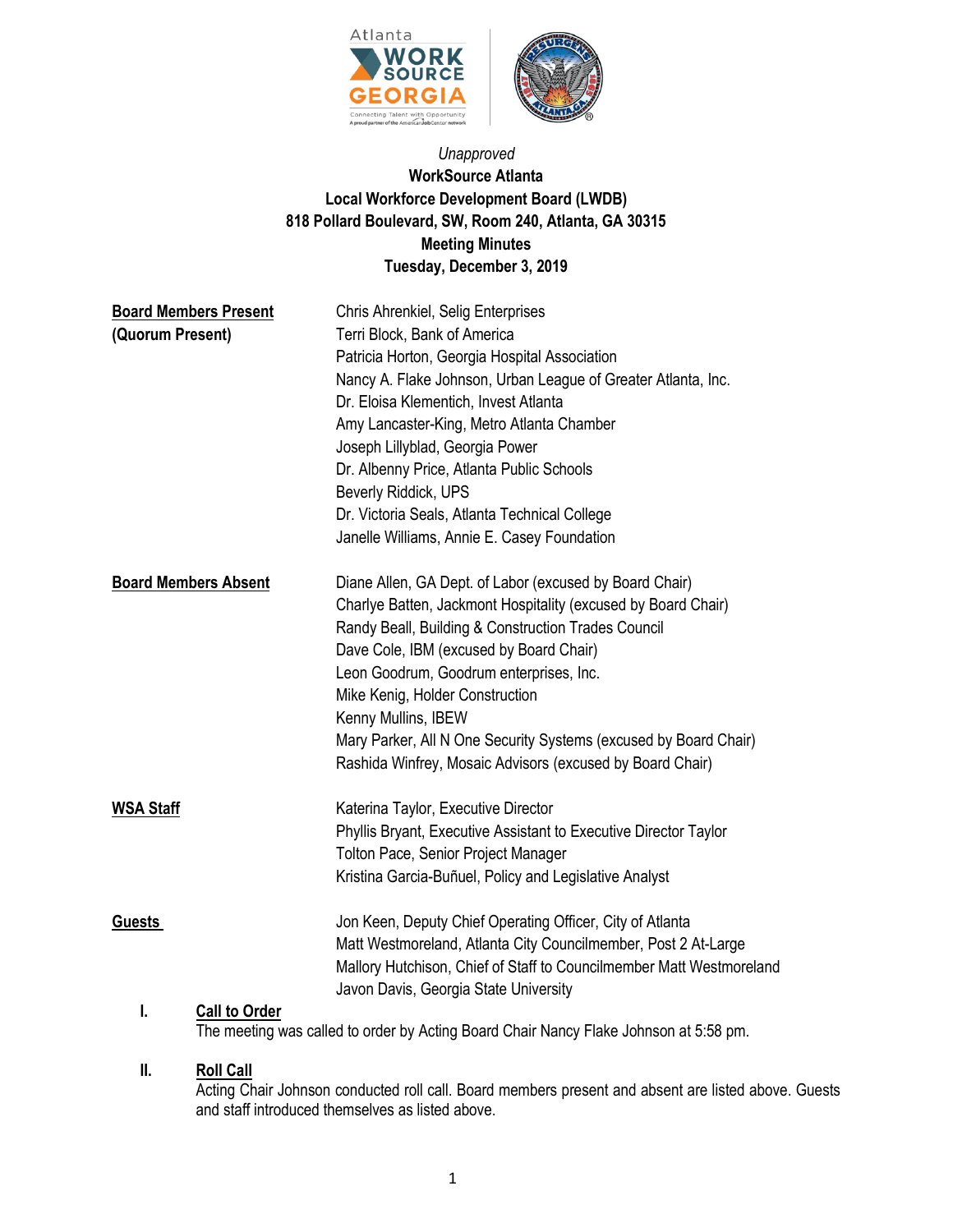*Unapproved*

**WorkSource Atlanta**
**Local Workforce Development Board (LWDB)**
**818 Pollard Boulevard, SW, Room 240, Atlanta, GA 30315**
**Meeting Minutes**
**Tuesday, December 3, 2019**

| | |
|---|---|
| **Board Members Present (Quorum Present)** | Chris Ahrenkiel, Selig Enterprises<br>Terri Block, Bank of America<br>Patricia Horton, Georgia Hospital Association<br>Nancy A. Flake Johnson, Urban League of Greater Atlanta, Inc.<br>Dr. Eloisa Klementich, Invest Atlanta<br>Amy Lancaster-King, Metro Atlanta Chamber<br>Joseph Lillyblad, Georgia Power<br>Dr. Albenny Price, Atlanta Public Schools<br>Beverly Riddick, UPS<br>Dr. Victoria Seals, Atlanta Technical College<br>Janelle Williams, Annie E. Casey Foundation |
| **Board Members Absent** | Diane Allen, GA Dept. of Labor (excused by Board Chair)<br>Charlye Batten, Jackmont Hospitality (excused by Board Chair)<br>Randy Beall, Building & Construction Trades Council<br>Dave Cole, IBM (excused by Board Chair)<br>Leon Goodrum, Goodrum enterprises, Inc.<br>Mike Kenig, Holder Construction<br>Kenny Mullins, IBEW<br>Mary Parker, All N One Security Systems (excused by Board Chair)<br>Rashida Winfrey, Mosaic Advisors (excused by Board Chair) |
| **WSA Staff** | Katerina Taylor, Executive Director<br>Phyllis Bryant, Executive Assistant to Executive Director Taylor<br>Tolton Pace, Senior Project Manager<br>Kristina Garcia-Buñuel, Policy and Legislative Analyst |
| **Guests** | Jon Keen, Deputy Chief Operating Officer, City of Atlanta<br>Matt Westmoreland, Atlanta City Councilmember, Post 2 At-Large<br>Mallory Hutchison, Chief of Staff to Councilmember Matt Westmoreland<br>Javon Davis, Georgia State University |

**I. Call to Order**

The meeting was called to order by Acting Board Chair Nancy Flake Johnson at 5:58 pm.

**II. Roll Call**

Acting Chair Johnson conducted roll call. Board members present and absent are listed above. Guests and staff introduced themselves as listed above.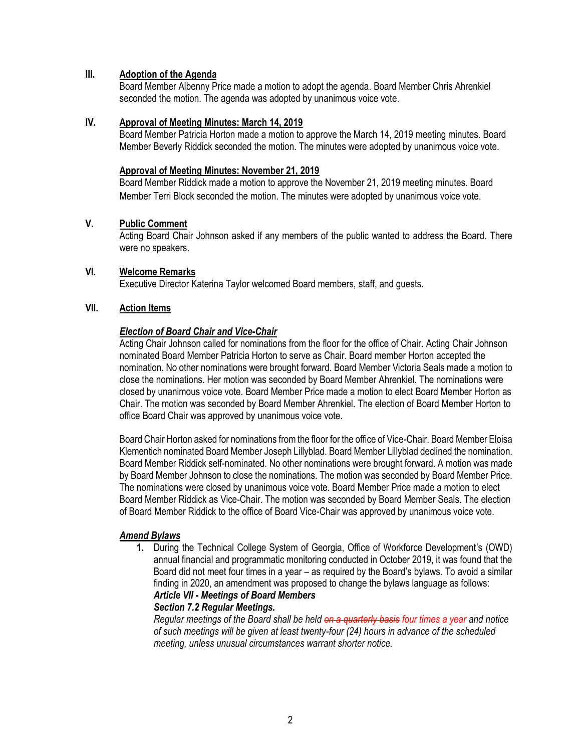## III. Adoption of the Agenda

Board Member Albenny Price made a motion to adopt the agenda. Board Member Chris Ahrenkiel seconded the motion. The agenda was adopted by unanimous voice vote.

## IV. Approval of Meeting Minutes: March 14, 2019

Board Member Patricia Horton made a motion to approve the March 14, 2019 meeting minutes. Board Member Beverly Riddick seconded the motion. The minutes were adopted by unanimous voice vote.

### Approval of Meeting Minutes: November 21, 2019

Board Member Riddick made a motion to approve the November 21, 2019 meeting minutes. Board Member Terri Block seconded the motion. The minutes were adopted by unanimous voice vote.

## V. Public Comment

Acting Board Chair Johnson asked if any members of the public wanted to address the Board. There were no speakers.

## VI. Welcome Remarks

Executive Director Katerina Taylor welcomed Board members, staff, and guests.

## VII. Action Items

### ***Election of Board Chair and Vice-Chair***

Acting Chair Johnson called for nominations from the floor for the office of Chair. Acting Chair Johnson nominated Board Member Patricia Horton to serve as Chair. Board member Horton accepted the nomination. No other nominations were brought forward. Board Member Victoria Seals made a motion to close the nominations. Her motion was seconded by Board Member Ahrenkiel. The nominations were closed by unanimous voice vote. Board Member Price made a motion to elect Board Member Horton as Chair. The motion was seconded by Board Member Ahrenkiel. The election of Board Member Horton to office Board Chair was approved by unanimous voice vote.

Board Chair Horton asked for nominations from the floor for the office of Vice-Chair. Board Member Eloisa Klementich nominated Board Member Joseph Lillyblad. Board Member Lillyblad declined the nomination. Board Member Riddick self-nominated. No other nominations were brought forward. A motion was made by Board Member Johnson to close the nominations. The motion was seconded by Board Member Price. The nominations were closed by unanimous voice vote. Board Member Price made a motion to elect Board Member Riddick as Vice-Chair. The motion was seconded by Board Member Seals. The election of Board Member Riddick to the office of Board Vice-Chair was approved by unanimous voice vote.

### ***Amend Bylaws***

1. During the Technical College System of Georgia, Office of Workforce Development's (OWD) annual financial and programmatic monitoring conducted in October 2019, it was found that the Board did not meet four times in a year – as required by the Board's bylaws. To avoid a similar finding in 2020, an amendment was proposed to change the bylaws language as follows:
   ***Article VII - Meetings of Board Members***
   ***Section 7.2 Regular Meetings.***
   *Regular meetings of the Board shall be held ~~on a quarterly basis~~ four times a year and notice of such meetings will be given at least twenty-four (24) hours in advance of the scheduled meeting, unless unusual circumstances warrant shorter notice.*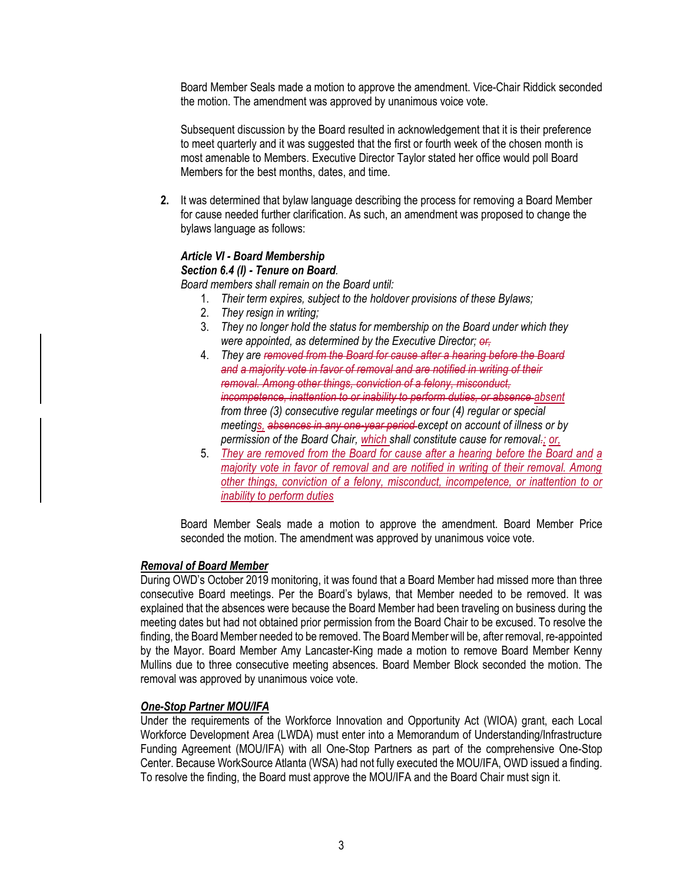Board Member Seals made a motion to approve the amendment. Vice-Chair Riddick seconded the motion. The amendment was approved by unanimous voice vote.

Subsequent discussion by the Board resulted in acknowledgement that it is their preference to meet quarterly and it was suggested that the first or fourth week of the chosen month is most amenable to Members. Executive Director Taylor stated her office would poll Board Members for the best months, dates, and time.

**2.** It was determined that bylaw language describing the process for removing a Board Member for cause needed further clarification. As such, an amendment was proposed to change the bylaws language as follows:

***Article VI - Board Membership***
***Section 6.4 (I) - Tenure on Board.***
*Board members shall remain on the Board until:*

1. *Their term expires, subject to the holdover provisions of these Bylaws;*
2. *They resign in writing;*
3. *They no longer hold the status for membership on the Board under which they were appointed, as determined by the Executive Director; ~~or,~~*
4. *They are ~~removed from the Board for cause after a hearing before the Board and a majority vote in favor of removal and are notified in writing of their removal. Among other things, conviction of a felony, misconduct, incompetence, inattention to or inability to perform duties, or absence~~ <u>absent</u> from three (3) consecutive regular meetings or four (4) regular or special meeting<u>s</u>, ~~absences in any one-year period~~ except on account of illness or by permission of the Board Chair, <u>which</u> shall constitute cause for removal~~.~~<u>;</u> <u>or,</u>*
5. *<u>They are removed from the Board for cause after a hearing before the Board and a majority vote in favor of removal and are notified in writing of their removal. Among other things, conviction of a felony, misconduct, incompetence, or inattention to or inability to perform duties</u>*

Board Member Seals made a motion to approve the amendment. Board Member Price seconded the motion. The amendment was approved by unanimous voice vote.

***<u>Removal of Board Member</u>***

During OWD's October 2019 monitoring, it was found that a Board Member had missed more than three consecutive Board meetings. Per the Board's bylaws, that Member needed to be removed. It was explained that the absences were because the Board Member had been traveling on business during the meeting dates but had not obtained prior permission from the Board Chair to be excused. To resolve the finding, the Board Member needed to be removed. The Board Member will be, after removal, re-appointed by the Mayor. Board Member Amy Lancaster-King made a motion to remove Board Member Kenny Mullins due to three consecutive meeting absences. Board Member Block seconded the motion. The removal was approved by unanimous voice vote.

***<u>One-Stop Partner MOU/IFA</u>***

Under the requirements of the Workforce Innovation and Opportunity Act (WIOA) grant, each Local Workforce Development Area (LWDA) must enter into a Memorandum of Understanding/Infrastructure Funding Agreement (MOU/IFA) with all One-Stop Partners as part of the comprehensive One-Stop Center. Because WorkSource Atlanta (WSA) had not fully executed the MOU/IFA, OWD issued a finding. To resolve the finding, the Board must approve the MOU/IFA and the Board Chair must sign it.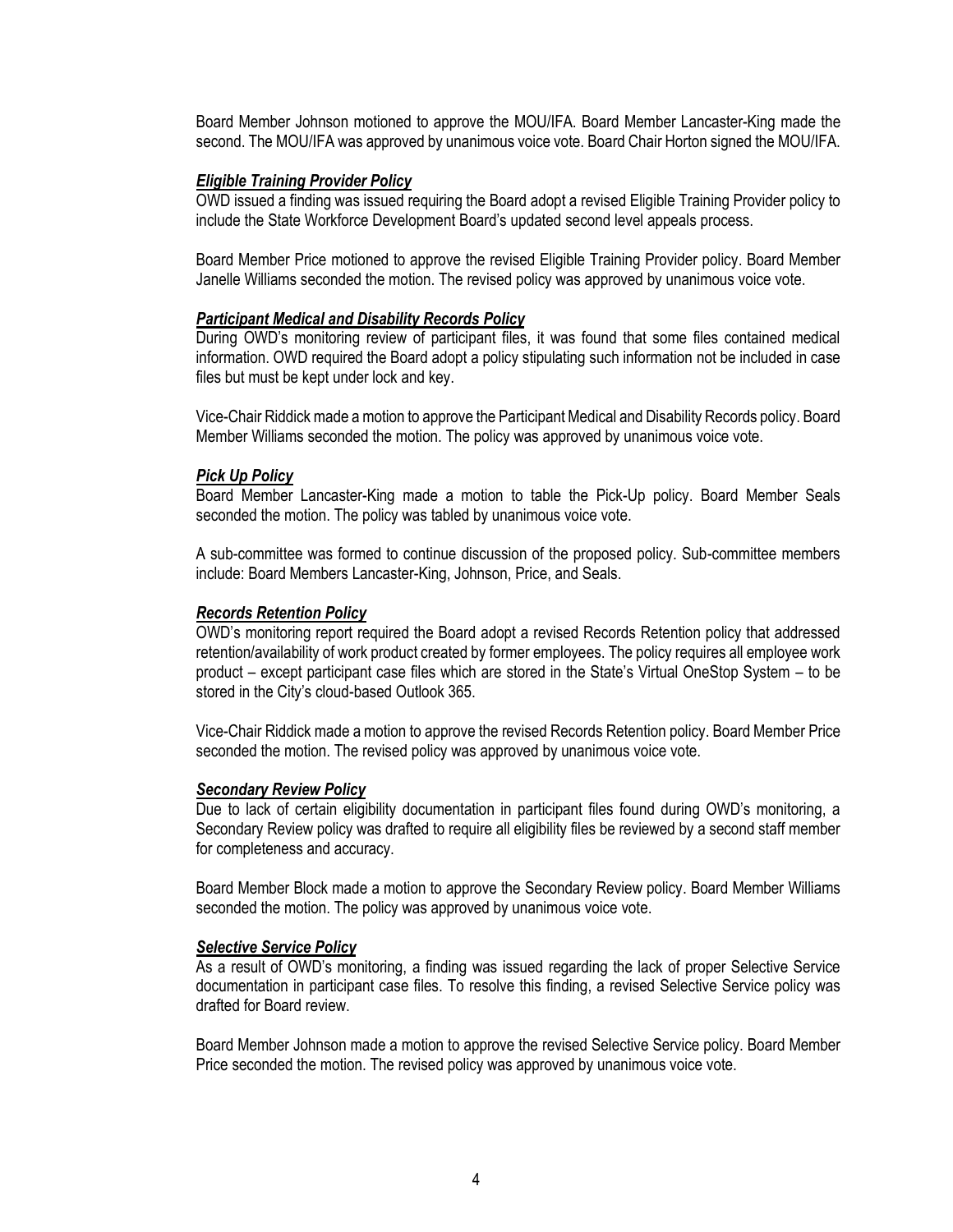Board Member Johnson motioned to approve the MOU/IFA. Board Member Lancaster-King made the second. The MOU/IFA was approved by unanimous voice vote. Board Chair Horton signed the MOU/IFA.

***Eligible Training Provider Policy***

OWD issued a finding was issued requiring the Board adopt a revised Eligible Training Provider policy to include the State Workforce Development Board's updated second level appeals process.

Board Member Price motioned to approve the revised Eligible Training Provider policy. Board Member Janelle Williams seconded the motion. The revised policy was approved by unanimous voice vote.

***Participant Medical and Disability Records Policy***

During OWD's monitoring review of participant files, it was found that some files contained medical information. OWD required the Board adopt a policy stipulating such information not be included in case files but must be kept under lock and key.

Vice-Chair Riddick made a motion to approve the Participant Medical and Disability Records policy. Board Member Williams seconded the motion. The policy was approved by unanimous voice vote.

***Pick Up Policy***

Board Member Lancaster-King made a motion to table the Pick-Up policy. Board Member Seals seconded the motion. The policy was tabled by unanimous voice vote.

A sub-committee was formed to continue discussion of the proposed policy. Sub-committee members include: Board Members Lancaster-King, Johnson, Price, and Seals.

***Records Retention Policy***

OWD's monitoring report required the Board adopt a revised Records Retention policy that addressed retention/availability of work product created by former employees. The policy requires all employee work product – except participant case files which are stored in the State's Virtual OneStop System – to be stored in the City's cloud-based Outlook 365.

Vice-Chair Riddick made a motion to approve the revised Records Retention policy. Board Member Price seconded the motion. The revised policy was approved by unanimous voice vote.

***Secondary Review Policy***

Due to lack of certain eligibility documentation in participant files found during OWD's monitoring, a Secondary Review policy was drafted to require all eligibility files be reviewed by a second staff member for completeness and accuracy.

Board Member Block made a motion to approve the Secondary Review policy. Board Member Williams seconded the motion. The policy was approved by unanimous voice vote.

***Selective Service Policy***

As a result of OWD's monitoring, a finding was issued regarding the lack of proper Selective Service documentation in participant case files. To resolve this finding, a revised Selective Service policy was drafted for Board review.

Board Member Johnson made a motion to approve the revised Selective Service policy. Board Member Price seconded the motion. The revised policy was approved by unanimous voice vote.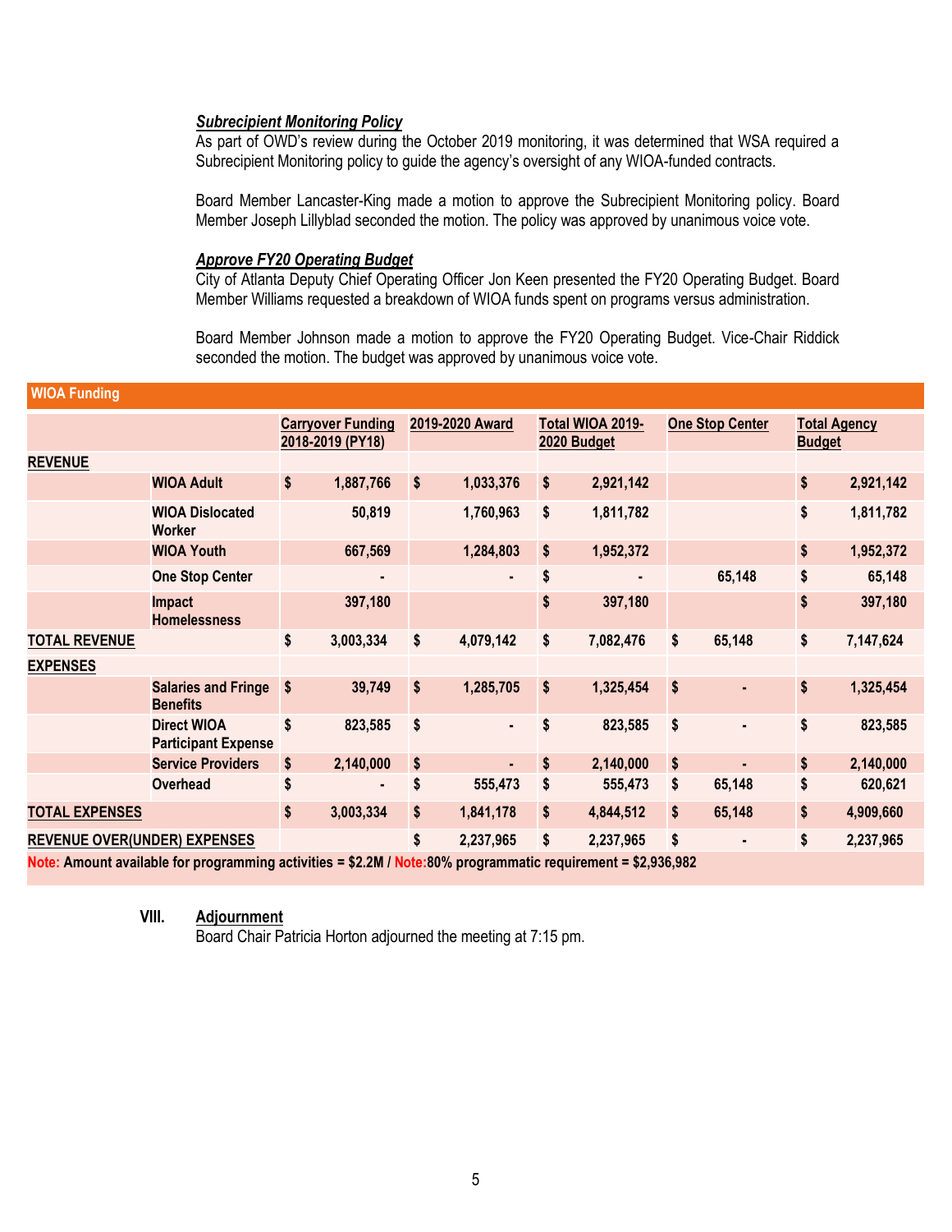***Subrecipient Monitoring Policy***

As part of OWD's review during the October 2019 monitoring, it was determined that WSA required a Subrecipient Monitoring policy to guide the agency's oversight of any WIOA-funded contracts.

Board Member Lancaster-King made a motion to approve the Subrecipient Monitoring policy. Board Member Joseph Lillyblad seconded the motion. The policy was approved by unanimous voice vote.

***Approve FY20 Operating Budget***

City of Atlanta Deputy Chief Operating Officer Jon Keen presented the FY20 Operating Budget. Board Member Williams requested a breakdown of WIOA funds spent on programs versus administration.

Board Member Johnson made a motion to approve the FY20 Operating Budget. Vice-Chair Riddick seconded the motion. The budget was approved by unanimous voice vote.

**WIOA Funding**

| | | Carryover Funding 2018-2019 (PY18) | 2019-2020 Award | Total WIOA 2019-2020 Budget | One Stop Center | Total Agency Budget |
|---|---|---|---|---|---|---|
| **REVENUE** | | | | | | |
| | **WIOA Adult** | $ 1,887,766 | $ 1,033,376 | $ 2,921,142 | | $ 2,921,142 |
| | **WIOA Dislocated Worker** | 50,819 | 1,760,963 | $ 1,811,782 | | $ 1,811,782 |
| | **WIOA Youth** | 667,569 | 1,284,803 | $ 1,952,372 | | $ 1,952,372 |
| | **One Stop Center** | - | - | $ - | 65,148 | $ 65,148 |
| | **Impact Homelessness** | 397,180 | | $ 397,180 | | $ 397,180 |
| **TOTAL REVENUE** | | $ 3,003,334 | $ 4,079,142 | $ 7,082,476 | $ 65,148 | $ 7,147,624 |
| **EXPENSES** | | | | | | |
| | **Salaries and Fringe Benefits** | $ 39,749 | $ 1,285,705 | $ 1,325,454 | $ - | $ 1,325,454 |
| | **Direct WIOA Participant Expense** | $ 823,585 | $ - | $ 823,585 | $ - | $ 823,585 |
| | **Service Providers** | $ 2,140,000 | $ - | $ 2,140,000 | $ - | $ 2,140,000 |
| | **Overhead** | $ - | $ 555,473 | $ 555,473 | $ 65,148 | $ 620,621 |
| **TOTAL EXPENSES** | | $ 3,003,334 | $ 1,841,178 | $ 4,844,512 | $ 65,148 | $ 4,909,660 |
| **REVENUE OVER(UNDER) EXPENSES** | | | $ 2,237,965 | $ 2,237,965 | $ - | $ 2,237,965 |

**Note: Amount available for programming activities = $2.2M / Note:80% programmatic requirement = $2,936,982**

**VIII. Adjournment**

Board Chair Patricia Horton adjourned the meeting at 7:15 pm.